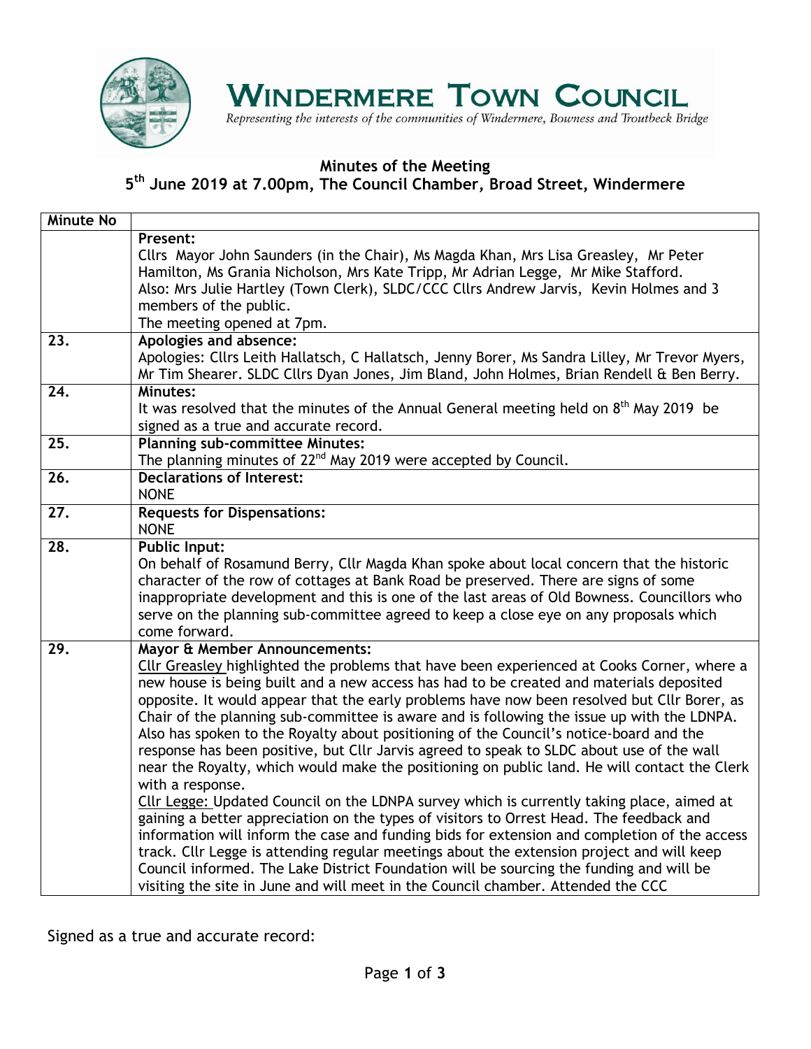# WINDERMERE TOWN COUNCIL

*Representing the interests of the communities of Windermere, Bowness and Troutbeck Bridge*

## Minutes of the Meeting
## 5th June 2019 at 7.00pm, The Council Chamber, Broad Street, Windermere

| Minute No | |
|---|---|
| | **Present:** Cllrs Mayor John Saunders (in the Chair), Ms Magda Khan, Mrs Lisa Greasley, Mr Peter Hamilton, Ms Grania Nicholson, Mrs Kate Tripp, Mr Adrian Legge, Mr Mike Stafford. Also: Mrs Julie Hartley (Town Clerk), SLDC/CCC Cllrs Andrew Jarvis, Kevin Holmes and 3 members of the public. The meeting opened at 7pm. |
| 23. | **Apologies and absence:** Apologies: Cllrs Leith Hallatsch, C Hallatsch, Jenny Borer, Ms Sandra Lilley, Mr Trevor Myers, Mr Tim Shearer. SLDC Cllrs Dyan Jones, Jim Bland, John Holmes, Brian Rendell & Ben Berry. |
| 24. | **Minutes:** It was resolved that the minutes of the Annual General meeting held on 8th May 2019 be signed as a true and accurate record. |
| 25. | **Planning sub-committee Minutes:** The planning minutes of 22nd May 2019 were accepted by Council. |
| 26. | **Declarations of Interest:** NONE |
| 27. | **Requests for Dispensations:** NONE |
| 28. | **Public Input:** On behalf of Rosamund Berry, Cllr Magda Khan spoke about local concern that the historic character of the row of cottages at Bank Road be preserved. There are signs of some inappropriate development and this is one of the last areas of Old Bowness. Councillors who serve on the planning sub-committee agreed to keep a close eye on any proposals which come forward. |
| 29. | **Mayor & Member Announcements:** Cllr Greasley highlighted the problems that have been experienced at Cooks Corner, where a new house is being built and a new access has had to be created and materials deposited opposite. It would appear that the early problems have now been resolved but Cllr Borer, as Chair of the planning sub-committee is aware and is following the issue up with the LDNPA. Also has spoken to the Royalty about positioning of the Council's notice-board and the response has been positive, but Cllr Jarvis agreed to speak to SLDC about use of the wall near the Royalty, which would make the positioning on public land. He will contact the Clerk with a response. Cllr Legge: Updated Council on the LDNPA survey which is currently taking place, aimed at gaining a better appreciation on the types of visitors to Orrest Head. The feedback and information will inform the case and funding bids for extension and completion of the access track. Cllr Legge is attending regular meetings about the extension project and will keep Council informed. The Lake District Foundation will be sourcing the funding and will be visiting the site in June and will meet in the Council chamber. Attended the CCC |

Signed as a true and accurate record: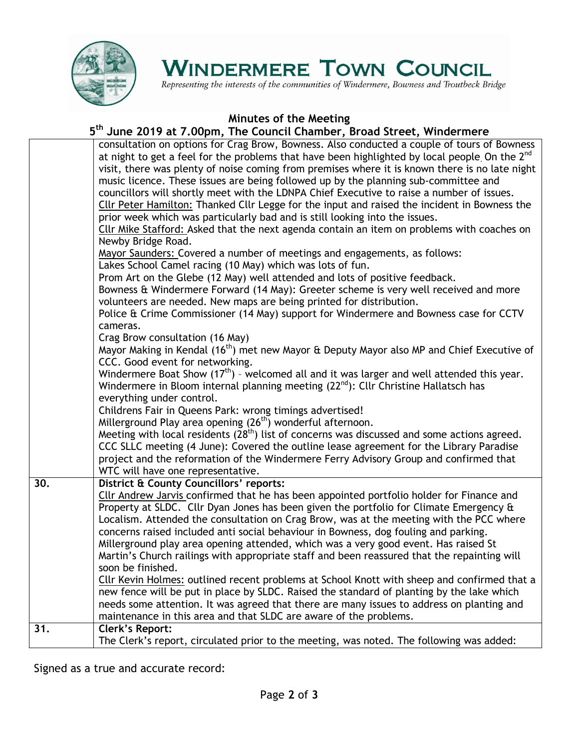# WINDERMERE TOWN COUNCIL

*Representing the interests of the communities of Windermere, Bowness and Troutbeck Bridge*

**Minutes of the Meeting**

**5th June 2019 at 7.00pm, The Council Chamber, Broad Street, Windermere**

| | |
|---|---|
| | consultation on options for Crag Brow, Bowness. Also conducted a couple of tours of Bowness at night to get a feel for the problems that have been highlighted by local people. On the 2nd visit, there was plenty of noise coming from premises where it is known there is no late night music licence. These issues are being followed up by the planning sub-committee and councillors will shortly meet with the LDNPA Chief Executive to raise a number of issues.<br>Cllr Peter Hamilton: Thanked Cllr Legge for the input and raised the incident in Bowness the prior week which was particularly bad and is still looking into the issues.<br>Cllr Mike Stafford: Asked that the next agenda contain an item on problems with coaches on Newby Bridge Road.<br>Mayor Saunders: Covered a number of meetings and engagements, as follows:<br>Lakes School Camel racing (10 May) which was lots of fun.<br>Prom Art on the Glebe (12 May) well attended and lots of positive feedback.<br>Bowness & Windermere Forward (14 May): Greeter scheme is very well received and more volunteers are needed. New maps are being printed for distribution.<br>Police & Crime Commissioner (14 May) support for Windermere and Bowness case for CCTV cameras.<br>Crag Brow consultation (16 May)<br>Mayor Making in Kendal (16th) met new Mayor & Deputy Mayor also MP and Chief Executive of CCC. Good event for networking.<br>Windermere Boat Show (17th) – welcomed all and it was larger and well attended this year.<br>Windermere in Bloom internal planning meeting (22nd): Cllr Christine Hallatsch has everything under control.<br>Childrens Fair in Queens Park: wrong timings advertised!<br>Millerground Play area opening (26th) wonderful afternoon.<br>Meeting with local residents (28th) list of concerns was discussed and some actions agreed.<br>CCC SLLC meeting (4 June): Covered the outline lease agreement for the Library Paradise project and the reformation of the Windermere Ferry Advisory Group and confirmed that WTC will have one representative. |
| **30.** | **District & County Councillors' reports:**<br>Cllr Andrew Jarvis confirmed that he has been appointed portfolio holder for Finance and Property at SLDC. Cllr Dyan Jones has been given the portfolio for Climate Emergency & Localism. Attended the consultation on Crag Brow, was at the meeting with the PCC where concerns raised included anti social behaviour in Bowness, dog fouling and parking. Millerground play area opening attended, which was a very good event. Has raised St Martin's Church railings with appropriate staff and been reassured that the repainting will soon be finished.<br>Cllr Kevin Holmes: outlined recent problems at School Knott with sheep and confirmed that a new fence will be put in place by SLDC. Raised the standard of planting by the lake which needs some attention. It was agreed that there are many issues to address on planting and maintenance in this area and that SLDC are aware of the problems. |
| **31.** | **Clerk's Report:**<br>The Clerk's report, circulated prior to the meeting, was noted. The following was added: |

Signed as a true and accurate record: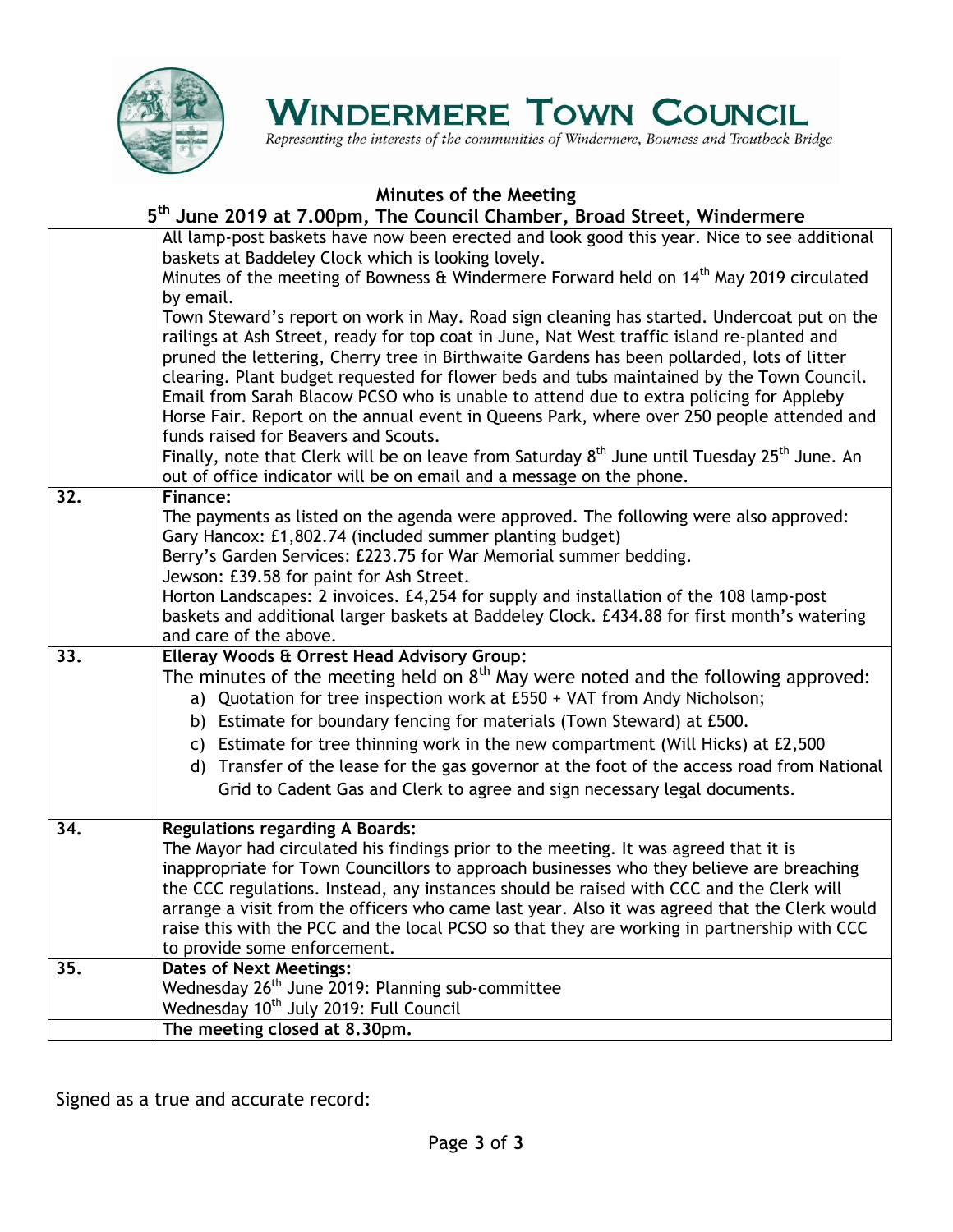# WINDERMERE TOWN COUNCIL

*Representing the interests of the communities of Windermere, Bowness and Troutbeck Bridge*

**Minutes of the Meeting**

**5th June 2019 at 7.00pm, The Council Chamber, Broad Street, Windermere**

| | |
|---|---|
| | All lamp-post baskets have now been erected and look good this year. Nice to see additional baskets at Baddeley Clock which is looking lovely.<br>Minutes of the meeting of Bowness & Windermere Forward held on 14th May 2019 circulated by email.<br>Town Steward's report on work in May. Road sign cleaning has started. Undercoat put on the railings at Ash Street, ready for top coat in June, Nat West traffic island re-planted and pruned the lettering, Cherry tree in Birthwaite Gardens has been pollarded, lots of litter clearing. Plant budget requested for flower beds and tubs maintained by the Town Council.<br>Email from Sarah Blacow PCSO who is unable to attend due to extra policing for Appleby Horse Fair. Report on the annual event in Queens Park, where over 250 people attended and funds raised for Beavers and Scouts.<br>Finally, note that Clerk will be on leave from Saturday 8th June until Tuesday 25th June. An out of office indicator will be on email and a message on the phone. |
| 32. | **Finance:**<br>The payments as listed on the agenda were approved. The following were also approved:<br>Gary Hancox: £1,802.74 (included summer planting budget)<br>Berry's Garden Services: £223.75 for War Memorial summer bedding.<br>Jewson: £39.58 for paint for Ash Street.<br>Horton Landscapes: 2 invoices. £4,254 for supply and installation of the 108 lamp-post baskets and additional larger baskets at Baddeley Clock. £434.88 for first month's watering and care of the above. |
| 33. | **Elleray Woods & Orrest Head Advisory Group:**<br>The minutes of the meeting held on 8th May were noted and the following approved:<br>a) Quotation for tree inspection work at £550 + VAT from Andy Nicholson;<br>b) Estimate for boundary fencing for materials (Town Steward) at £500.<br>c) Estimate for tree thinning work in the new compartment (Will Hicks) at £2,500<br>d) Transfer of the lease for the gas governor at the foot of the access road from National Grid to Cadent Gas and Clerk to agree and sign necessary legal documents. |
| 34. | **Regulations regarding A Boards:**<br>The Mayor had circulated his findings prior to the meeting. It was agreed that it is inappropriate for Town Councillors to approach businesses who they believe are breaching the CCC regulations. Instead, any instances should be raised with CCC and the Clerk will arrange a visit from the officers who came last year. Also it was agreed that the Clerk would raise this with the PCC and the local PCSO so that they are working in partnership with CCC to provide some enforcement. |
| 35. | **Dates of Next Meetings:**<br>Wednesday 26th June 2019: Planning sub-committee<br>Wednesday 10th July 2019: Full Council |
| | **The meeting closed at 8.30pm.** |

Signed as a true and accurate record: